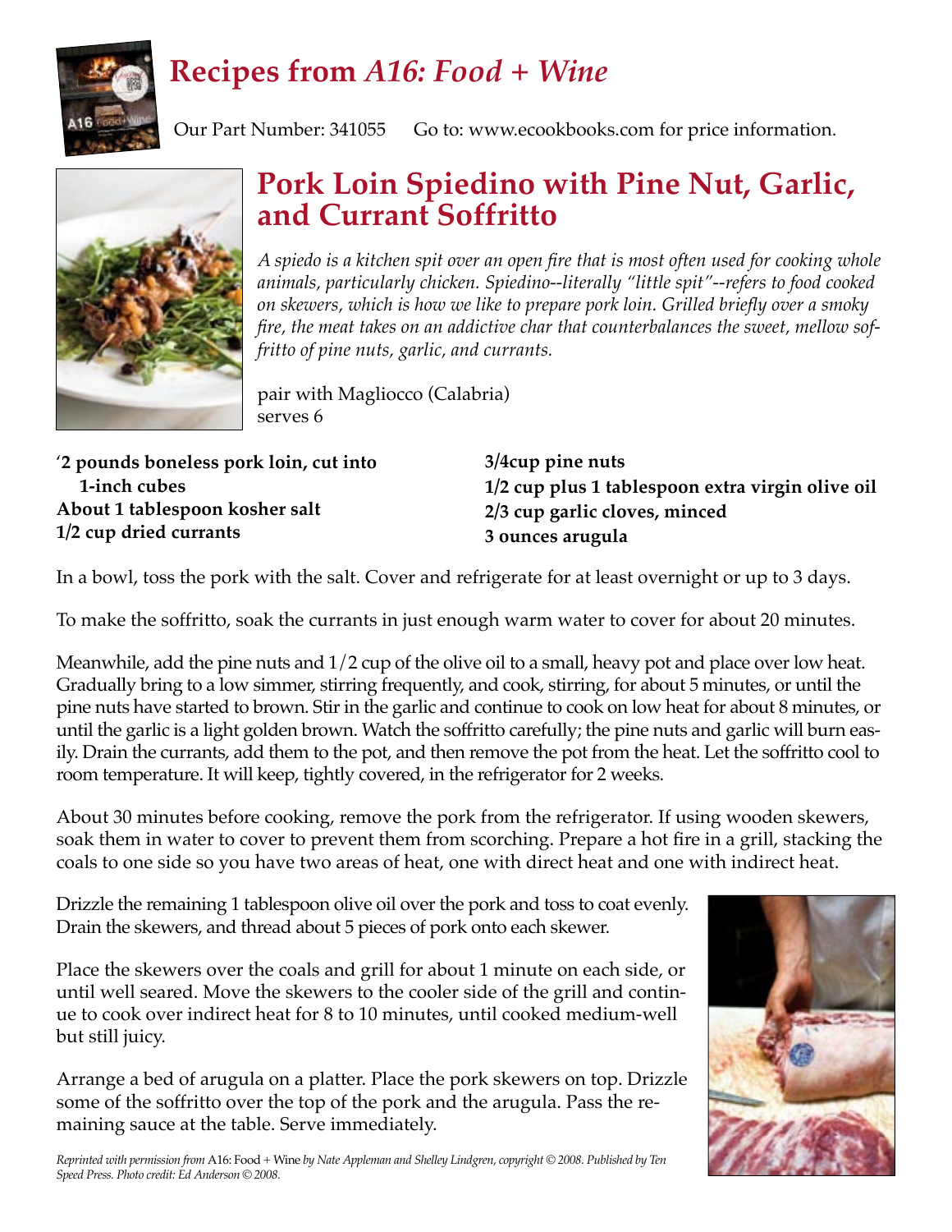# Recipes from *A16: Food + Wine*

Our Part Number: 341055 Go to: www.ecookbooks.com for price information.

## Pork Loin Spiedino with Pine Nut, Garlic, and Currant Soffritto

*A spiedo is a kitchen spit over an open fire that is most often used for cooking whole animals, particularly chicken. Spiedino--literally "little spit"--refers to food cooked on skewers, which is how we like to prepare pork loin. Grilled briefly over a smoky fire, the meat takes on an addictive char that counterbalances the sweet, mellow soffritto of pine nuts, garlic, and currants.*

pair with Magliocco (Calabria)
serves 6

**'2 pounds boneless pork loin, cut into 1-inch cubes**
**About 1 tablespoon kosher salt**
**1/2 cup dried currants**
**3/4cup pine nuts**
**1/2 cup plus 1 tablespoon extra virgin olive oil**
**2/3 cup garlic cloves, minced**
**3 ounces arugula**

In a bowl, toss the pork with the salt. Cover and refrigerate for at least overnight or up to 3 days.

To make the soffritto, soak the currants in just enough warm water to cover for about 20 minutes.

Meanwhile, add the pine nuts and 1/2 cup of the olive oil to a small, heavy pot and place over low heat. Gradually bring to a low simmer, stirring frequently, and cook, stirring, for about 5 minutes, or until the pine nuts have started to brown. Stir in the garlic and continue to cook on low heat for about 8 minutes, or until the garlic is a light golden brown. Watch the soffritto carefully; the pine nuts and garlic will burn easily. Drain the currants, add them to the pot, and then remove the pot from the heat. Let the soffritto cool to room temperature. It will keep, tightly covered, in the refrigerator for 2 weeks.

About 30 minutes before cooking, remove the pork from the refrigerator. If using wooden skewers, soak them in water to cover to prevent them from scorching. Prepare a hot fire in a grill, stacking the coals to one side so you have two areas of heat, one with direct heat and one with indirect heat.

Drizzle the remaining 1 tablespoon olive oil over the pork and toss to coat evenly. Drain the skewers, and thread about 5 pieces of pork onto each skewer.

Place the skewers over the coals and grill for about 1 minute on each side, or until well seared. Move the skewers to the cooler side of the grill and continue to cook over indirect heat for 8 to 10 minutes, until cooked medium-well but still juicy.

Arrange a bed of arugula on a platter. Place the pork skewers on top. Drizzle some of the soffritto over the top of the pork and the arugula. Pass the remaining sauce at the table. Serve immediately.

*Reprinted with permission from* A16: Food + Wine *by Nate Appleman and Shelley Lindgren, copyright © 2008. Published by Ten Speed Press. Photo credit: Ed Anderson © 2008.*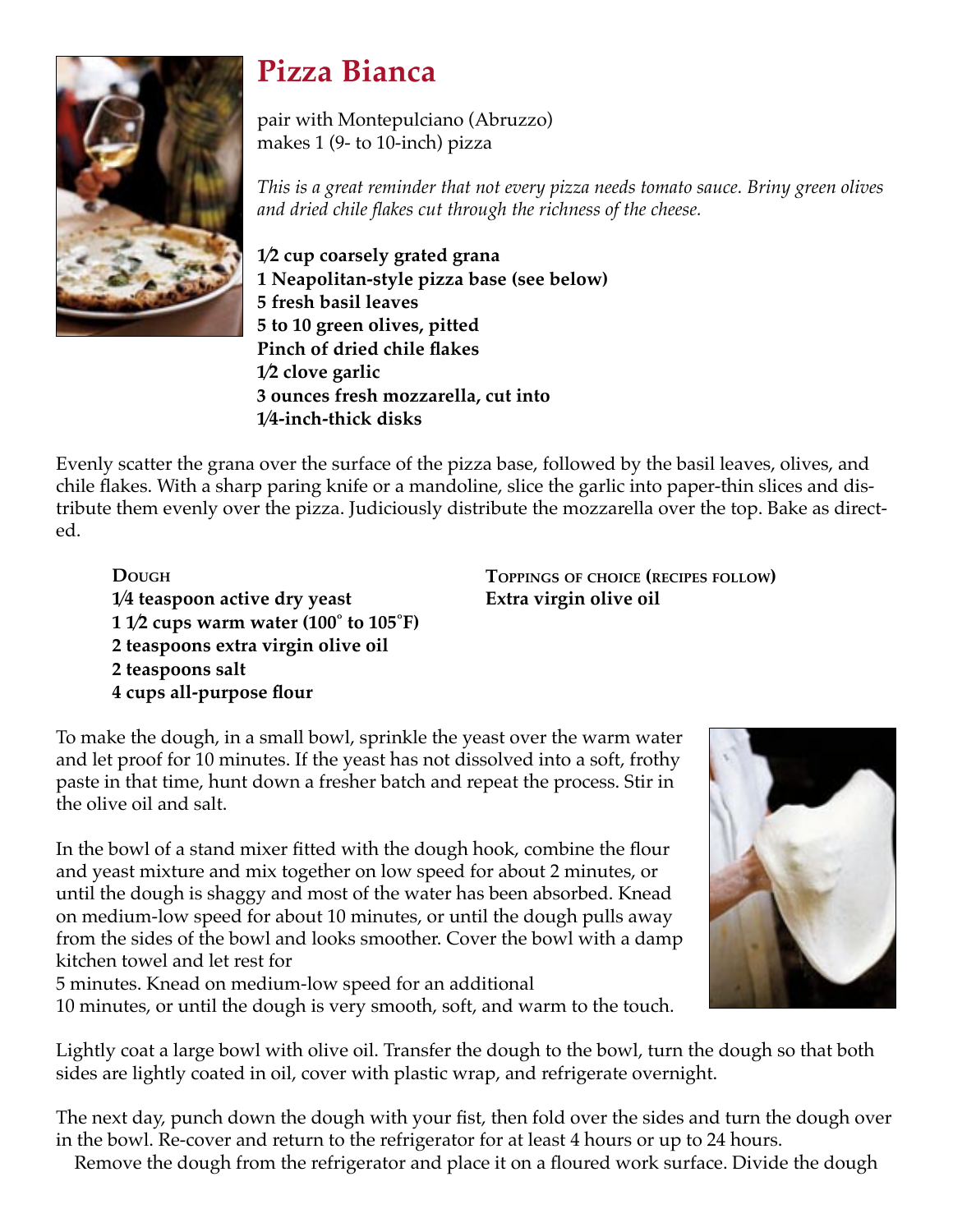# Pizza Bianca

pair with Montepulciano (Abruzzo)
makes 1 (9- to 10-inch) pizza

*This is a great reminder that not every pizza needs tomato sauce. Briny green olives and dried chile flakes cut through the richness of the cheese.*

**1⁄2 cup coarsely grated grana**
**1 Neapolitan-style pizza base (see below)**
**5 fresh basil leaves**
**5 to 10 green olives, pitted**
**Pinch of dried chile flakes**
**1⁄2 clove garlic**
**3 ounces fresh mozzarella, cut into 1⁄4-inch-thick disks**

Evenly scatter the grana over the surface of the pizza base, followed by the basil leaves, olives, and chile flakes. With a sharp paring knife or a mandoline, slice the garlic into paper-thin slices and distribute them evenly over the pizza. Judiciously distribute the mozzarella over the top. Bake as directed.

**Dough**
**1⁄4 teaspoon active dry yeast**
**1 1⁄2 cups warm water (100° to 105°F)**
**2 teaspoons extra virgin olive oil**
**2 teaspoons salt**
**4 cups all-purpose flour**

**Toppings of choice (recipes follow)**
**Extra virgin olive oil**

To make the dough, in a small bowl, sprinkle the yeast over the warm water and let proof for 10 minutes. If the yeast has not dissolved into a soft, frothy paste in that time, hunt down a fresher batch and repeat the process. Stir in the olive oil and salt.

In the bowl of a stand mixer fitted with the dough hook, combine the flour and yeast mixture and mix together on low speed for about 2 minutes, or until the dough is shaggy and most of the water has been absorbed. Knead on medium-low speed for about 10 minutes, or until the dough pulls away from the sides of the bowl and looks smoother. Cover the bowl with a damp kitchen towel and let rest for 5 minutes. Knead on medium-low speed for an additional 10 minutes, or until the dough is very smooth, soft, and warm to the touch.

Lightly coat a large bowl with olive oil. Transfer the dough to the bowl, turn the dough so that both sides are lightly coated in oil, cover with plastic wrap, and refrigerate overnight.

The next day, punch down the dough with your fist, then fold over the sides and turn the dough over in the bowl. Re-cover and return to the refrigerator for at least 4 hours or up to 24 hours.

Remove the dough from the refrigerator and place it on a floured work surface. Divide the dough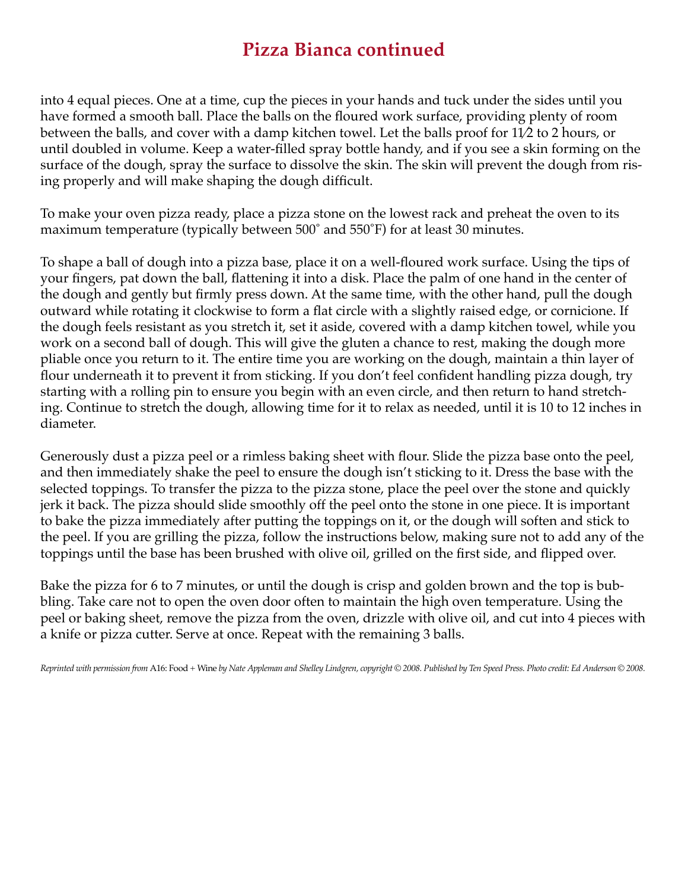# Pizza Bianca continued

into 4 equal pieces. One at a time, cup the pieces in your hands and tuck under the sides until you have formed a smooth ball. Place the balls on the floured work surface, providing plenty of room between the balls, and cover with a damp kitchen towel. Let the balls proof for 1½ to 2 hours, or until doubled in volume. Keep a water-filled spray bottle handy, and if you see a skin forming on the surface of the dough, spray the surface to dissolve the skin. The skin will prevent the dough from rising properly and will make shaping the dough difficult.

To make your oven pizza ready, place a pizza stone on the lowest rack and preheat the oven to its maximum temperature (typically between 500˚ and 550˚F) for at least 30 minutes.

To shape a ball of dough into a pizza base, place it on a well-floured work surface. Using the tips of your fingers, pat down the ball, flattening it into a disk. Place the palm of one hand in the center of the dough and gently but firmly press down. At the same time, with the other hand, pull the dough outward while rotating it clockwise to form a flat circle with a slightly raised edge, or cornicione. If the dough feels resistant as you stretch it, set it aside, covered with a damp kitchen towel, while you work on a second ball of dough. This will give the gluten a chance to rest, making the dough more pliable once you return to it. The entire time you are working on the dough, maintain a thin layer of flour underneath it to prevent it from sticking. If you don't feel confident handling pizza dough, try starting with a rolling pin to ensure you begin with an even circle, and then return to hand stretching. Continue to stretch the dough, allowing time for it to relax as needed, until it is 10 to 12 inches in diameter.

Generously dust a pizza peel or a rimless baking sheet with flour. Slide the pizza base onto the peel, and then immediately shake the peel to ensure the dough isn't sticking to it. Dress the base with the selected toppings. To transfer the pizza to the pizza stone, place the peel over the stone and quickly jerk it back. The pizza should slide smoothly off the peel onto the stone in one piece. It is important to bake the pizza immediately after putting the toppings on it, or the dough will soften and stick to the peel. If you are grilling the pizza, follow the instructions below, making sure not to add any of the toppings until the base has been brushed with olive oil, grilled on the first side, and flipped over.

Bake the pizza for 6 to 7 minutes, or until the dough is crisp and golden brown and the top is bubbling. Take care not to open the oven door often to maintain the high oven temperature. Using the peel or baking sheet, remove the pizza from the oven, drizzle with olive oil, and cut into 4 pieces with a knife or pizza cutter. Serve at once. Repeat with the remaining 3 balls.

*Reprinted with permission from* A16: Food + Wine *by Nate Appleman and Shelley Lindgren, copyright © 2008. Published by Ten Speed Press. Photo credit: Ed Anderson © 2008.*